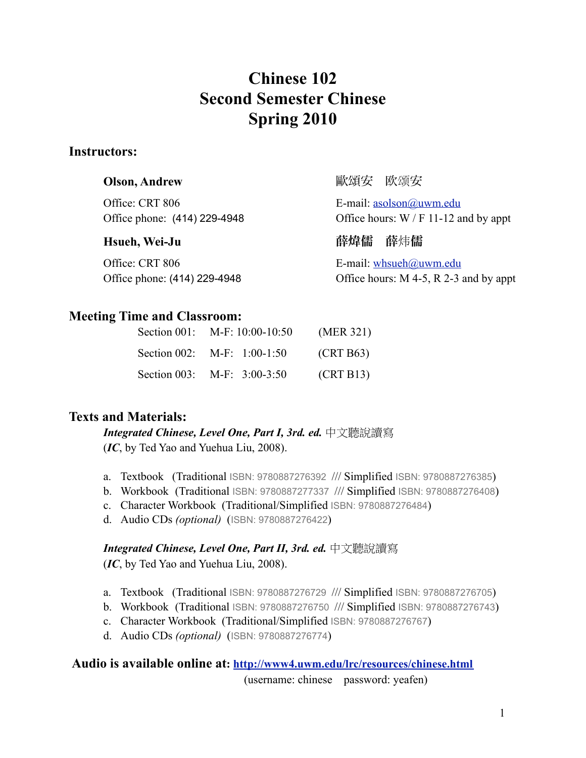# Chinese 102
# Second Semester Chinese
# Spring 2010

## Instructors:

**Olson, Andrew** 歐頌安 欧颂安

Office: CRT 806
Office phone: (414) 229-4948

E-mail: asolson@uwm.edu
Office hours: W / F 11-12 and by appt

**Hsueh, Wei-Ju** **薛煒儒 薛炜儒**

Office: CRT 806
Office phone: (414) 229-4948

E-mail: whsueh@uwm.edu
Office hours: M 4-5, R 2-3 and by appt

## Meeting Time and Classroom:

| Section | Time | Room |
|---|---|---|
| Section 001: | M-F: 10:00-10:50 | (MER 321) |
| Section 002: | M-F: 1:00-1:50 | (CRT B63) |
| Section 003: | M-F: 3:00-3:50 | (CRT B13) |

## Texts and Materials:

***Integrated Chinese, Level One, Part I, 3rd. ed.*** 中文聽說讀寫
(***IC***, by Ted Yao and Yuehua Liu, 2008).

a. Textbook (Traditional ISBN: 9780887276392 /// Simplified ISBN: 9780887276385)
b. Workbook (Traditional ISBN: 9780887277337 /// Simplified ISBN: 9780887276408)
c. Character Workbook (Traditional/Simplified ISBN: 9780887276484)
d. Audio CDs *(optional)* (ISBN: 9780887276422)

***Integrated Chinese, Level One, Part II, 3rd. ed.*** 中文聽說讀寫
(***IC***, by Ted Yao and Yuehua Liu, 2008).

a. Textbook (Traditional ISBN: 9780887276729 /// Simplified ISBN: 9780887276705)
b. Workbook (Traditional ISBN: 9780887276750 /// Simplified ISBN: 9780887276743)
c. Character Workbook (Traditional/Simplified ISBN: 9780887276767)
d. Audio CDs *(optional)* (ISBN: 9780887276774)

**Audio is available online at: http://www4.uwm.edu/lrc/resources/chinese.html**
(username: chinese password: yeafen)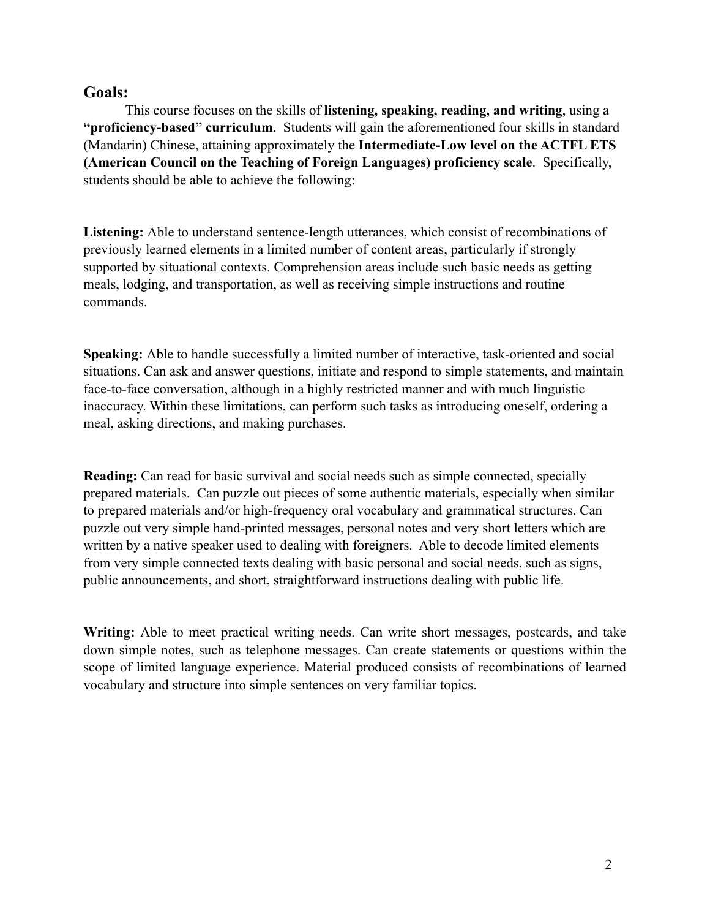## Goals:

This course focuses on the skills of **listening, speaking, reading, and writing**, using a **"proficiency-based" curriculum**. Students will gain the aforementioned four skills in standard (Mandarin) Chinese, attaining approximately the **Intermediate-Low level on the ACTFL ETS (American Council on the Teaching of Foreign Languages) proficiency scale**. Specifically, students should be able to achieve the following:

**Listening:** Able to understand sentence-length utterances, which consist of recombinations of previously learned elements in a limited number of content areas, particularly if strongly supported by situational contexts. Comprehension areas include such basic needs as getting meals, lodging, and transportation, as well as receiving simple instructions and routine commands.

**Speaking:** Able to handle successfully a limited number of interactive, task-oriented and social situations. Can ask and answer questions, initiate and respond to simple statements, and maintain face-to-face conversation, although in a highly restricted manner and with much linguistic inaccuracy. Within these limitations, can perform such tasks as introducing oneself, ordering a meal, asking directions, and making purchases.

**Reading:** Can read for basic survival and social needs such as simple connected, specially prepared materials. Can puzzle out pieces of some authentic materials, especially when similar to prepared materials and/or high-frequency oral vocabulary and grammatical structures. Can puzzle out very simple hand-printed messages, personal notes and very short letters which are written by a native speaker used to dealing with foreigners. Able to decode limited elements from very simple connected texts dealing with basic personal and social needs, such as signs, public announcements, and short, straightforward instructions dealing with public life.

**Writing:** Able to meet practical writing needs. Can write short messages, postcards, and take down simple notes, such as telephone messages. Can create statements or questions within the scope of limited language experience. Material produced consists of recombinations of learned vocabulary and structure into simple sentences on very familiar topics.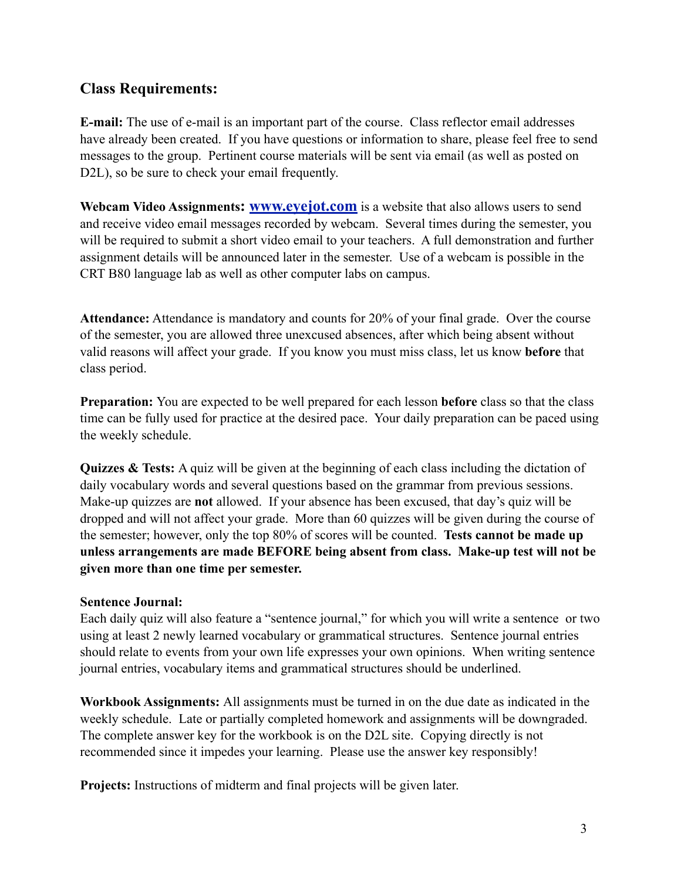## Class Requirements:

**E-mail:** The use of e-mail is an important part of the course. Class reflector email addresses have already been created. If you have questions or information to share, please feel free to send messages to the group. Pertinent course materials will be sent via email (as well as posted on D2L), so be sure to check your email frequently.

**Webcam Video Assignments: [www.eyejot.com](http://www.eyejot.com)** is a website that also allows users to send and receive video email messages recorded by webcam. Several times during the semester, you will be required to submit a short video email to your teachers. A full demonstration and further assignment details will be announced later in the semester. Use of a webcam is possible in the CRT B80 language lab as well as other computer labs on campus.

**Attendance:** Attendance is mandatory and counts for 20% of your final grade. Over the course of the semester, you are allowed three unexcused absences, after which being absent without valid reasons will affect your grade. If you know you must miss class, let us know **before** that class period.

**Preparation:** You are expected to be well prepared for each lesson **before** class so that the class time can be fully used for practice at the desired pace. Your daily preparation can be paced using the weekly schedule.

**Quizzes & Tests:** A quiz will be given at the beginning of each class including the dictation of daily vocabulary words and several questions based on the grammar from previous sessions. Make-up quizzes are **not** allowed. If your absence has been excused, that day's quiz will be dropped and will not affect your grade. More than 60 quizzes will be given during the course of the semester; however, only the top 80% of scores will be counted. **Tests cannot be made up unless arrangements are made BEFORE being absent from class. Make-up test will not be given more than one time per semester.**

**Sentence Journal:**
Each daily quiz will also feature a "sentence journal," for which you will write a sentence or two using at least 2 newly learned vocabulary or grammatical structures. Sentence journal entries should relate to events from your own life expresses your own opinions. When writing sentence journal entries, vocabulary items and grammatical structures should be underlined.

**Workbook Assignments:** All assignments must be turned in on the due date as indicated in the weekly schedule. Late or partially completed homework and assignments will be downgraded. The complete answer key for the workbook is on the D2L site. Copying directly is not recommended since it impedes your learning. Please use the answer key responsibly!

**Projects:** Instructions of midterm and final projects will be given later.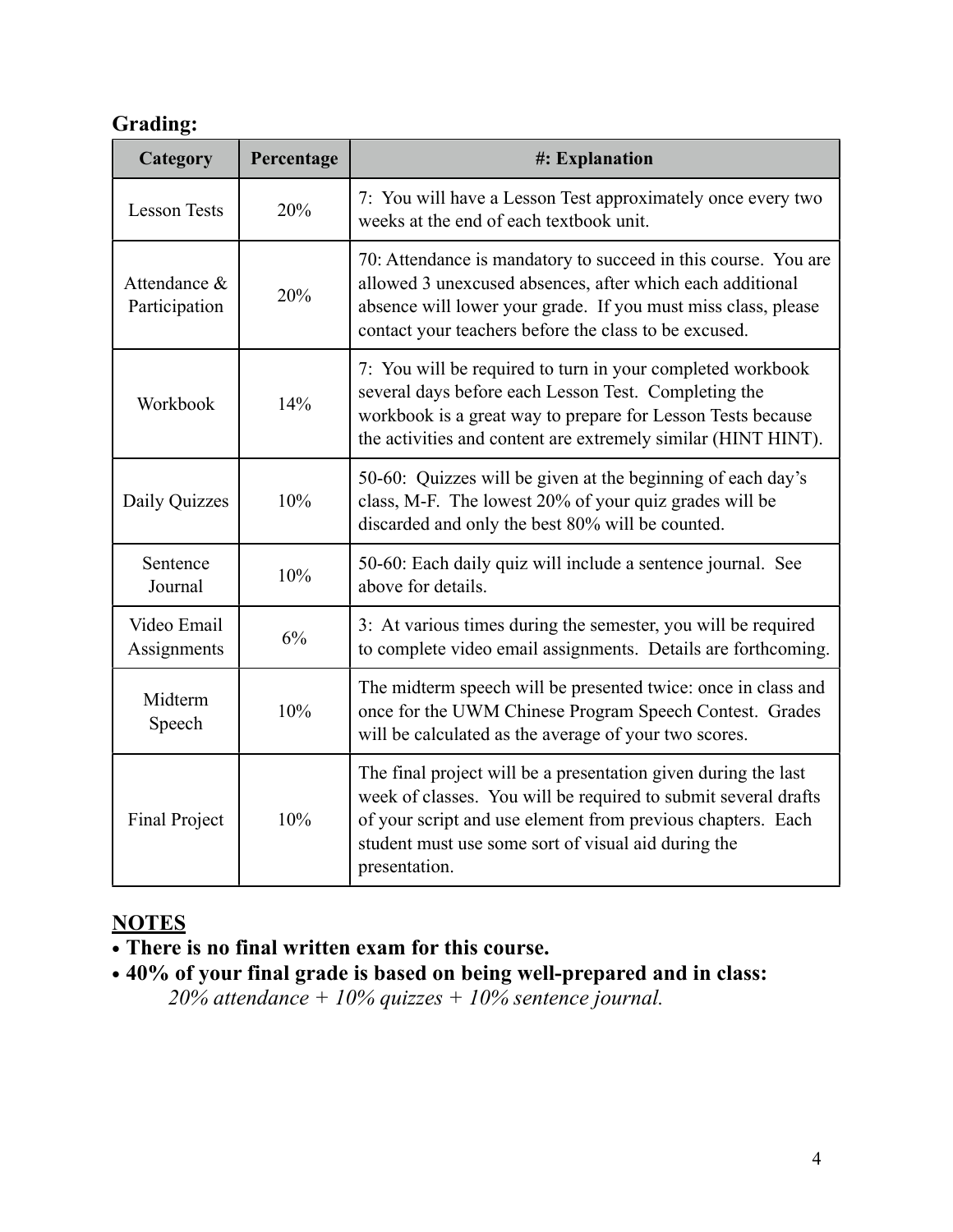## Grading:

| Category | Percentage | #: Explanation |
|---|---|---|
| Lesson Tests | 20% | 7: You will have a Lesson Test approximately once every two weeks at the end of each textbook unit. |
| Attendance & Participation | 20% | 70: Attendance is mandatory to succeed in this course. You are allowed 3 unexcused absences, after which each additional absence will lower your grade. If you must miss class, please contact your teachers before the class to be excused. |
| Workbook | 14% | 7: You will be required to turn in your completed workbook several days before each Lesson Test. Completing the workbook is a great way to prepare for Lesson Tests because the activities and content are extremely similar (HINT HINT). |
| Daily Quizzes | 10% | 50-60: Quizzes will be given at the beginning of each day's class, M-F. The lowest 20% of your quiz grades will be discarded and only the best 80% will be counted. |
| Sentence Journal | 10% | 50-60: Each daily quiz will include a sentence journal. See above for details. |
| Video Email Assignments | 6% | 3: At various times during the semester, you will be required to complete video email assignments. Details are forthcoming. |
| Midterm Speech | 10% | The midterm speech will be presented twice: once in class and once for the UWM Chinese Program Speech Contest. Grades will be calculated as the average of your two scores. |
| Final Project | 10% | The final project will be a presentation given during the last week of classes. You will be required to submit several drafts of your script and use element from previous chapters. Each student must use some sort of visual aid during the presentation. |

**NOTES**

- **There is no final written exam for this course.**
- **40% of your final grade is based on being well-prepared and in class:**
  *20% attendance + 10% quizzes + 10% sentence journal.*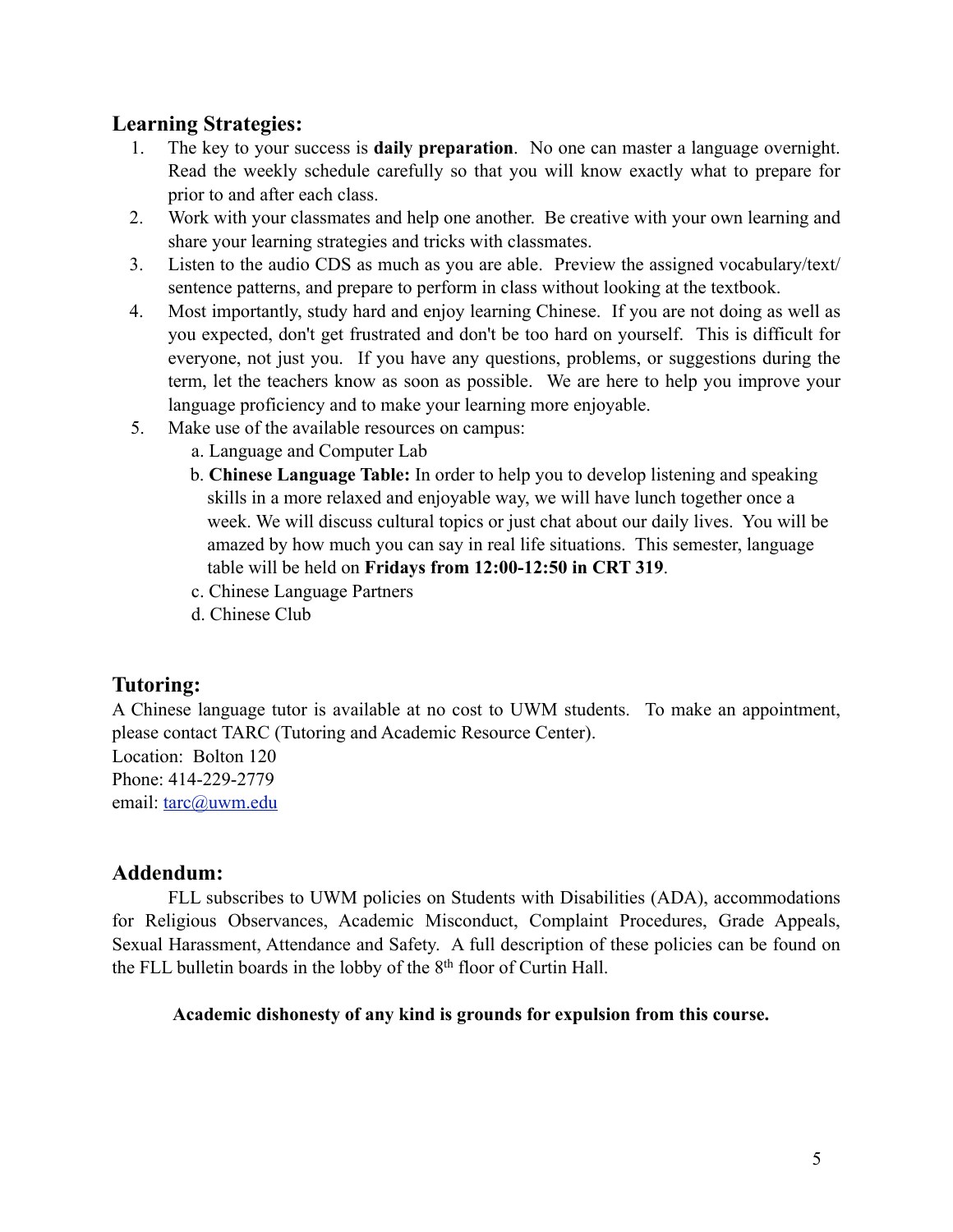## Learning Strategies:

1. The key to your success is **daily preparation**. No one can master a language overnight. Read the weekly schedule carefully so that you will know exactly what to prepare for prior to and after each class.
2. Work with your classmates and help one another. Be creative with your own learning and share your learning strategies and tricks with classmates.
3. Listen to the audio CDS as much as you are able. Preview the assigned vocabulary/text/ sentence patterns, and prepare to perform in class without looking at the textbook.
4. Most importantly, study hard and enjoy learning Chinese. If you are not doing as well as you expected, don't get frustrated and don't be too hard on yourself. This is difficult for everyone, not just you. If you have any questions, problems, or suggestions during the term, let the teachers know as soon as possible. We are here to help you improve your language proficiency and to make your learning more enjoyable.
5. Make use of the available resources on campus:
   a. Language and Computer Lab
   b. **Chinese Language Table:** In order to help you to develop listening and speaking skills in a more relaxed and enjoyable way, we will have lunch together once a week. We will discuss cultural topics or just chat about our daily lives. You will be amazed by how much you can say in real life situations. This semester, language table will be held on **Fridays from 12:00-12:50 in CRT 319**.
   c. Chinese Language Partners
   d. Chinese Club

## Tutoring:

A Chinese language tutor is available at no cost to UWM students. To make an appointment, please contact TARC (Tutoring and Academic Resource Center).
Location: Bolton 120
Phone: 414-229-2779
email: tarc@uwm.edu

## Addendum:

FLL subscribes to UWM policies on Students with Disabilities (ADA), accommodations for Religious Observances, Academic Misconduct, Complaint Procedures, Grade Appeals, Sexual Harassment, Attendance and Safety. A full description of these policies can be found on the FLL bulletin boards in the lobby of the 8th floor of Curtin Hall.

**Academic dishonesty of any kind is grounds for expulsion from this course.**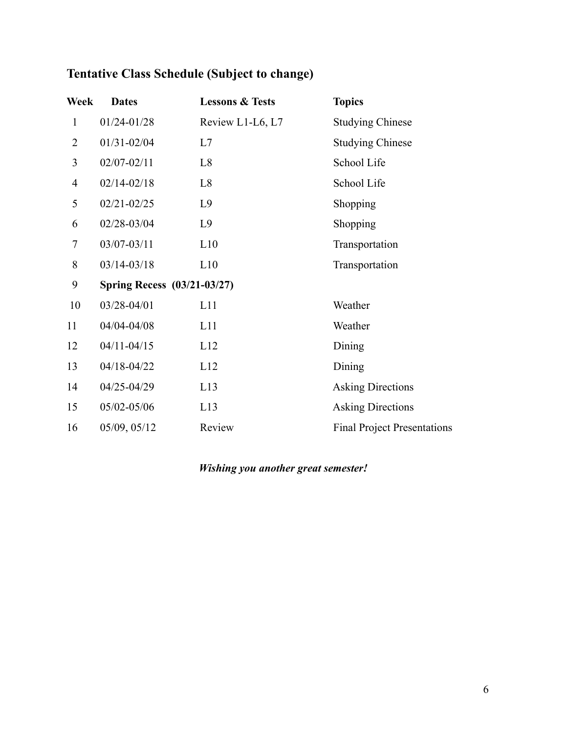## Tentative Class Schedule (Subject to change)

| Week | Dates | Lessons & Tests | Topics |
|---|---|---|---|
| 1 | 01/24-01/28 | Review L1-L6, L7 | Studying Chinese |
| 2 | 01/31-02/04 | L7 | Studying Chinese |
| 3 | 02/07-02/11 | L8 | School Life |
| 4 | 02/14-02/18 | L8 | School Life |
| 5 | 02/21-02/25 | L9 | Shopping |
| 6 | 02/28-03/04 | L9 | Shopping |
| 7 | 03/07-03/11 | L10 | Transportation |
| 8 | 03/14-03/18 | L10 | Transportation |
| 9 | **Spring Recess (03/21-03/27)** | | |
| 10 | 03/28-04/01 | L11 | Weather |
| 11 | 04/04-04/08 | L11 | Weather |
| 12 | 04/11-04/15 | L12 | Dining |
| 13 | 04/18-04/22 | L12 | Dining |
| 14 | 04/25-04/29 | L13 | Asking Directions |
| 15 | 05/02-05/06 | L13 | Asking Directions |
| 16 | 05/09, 05/12 | Review | Final Project Presentations |

***Wishing you another great semester!***